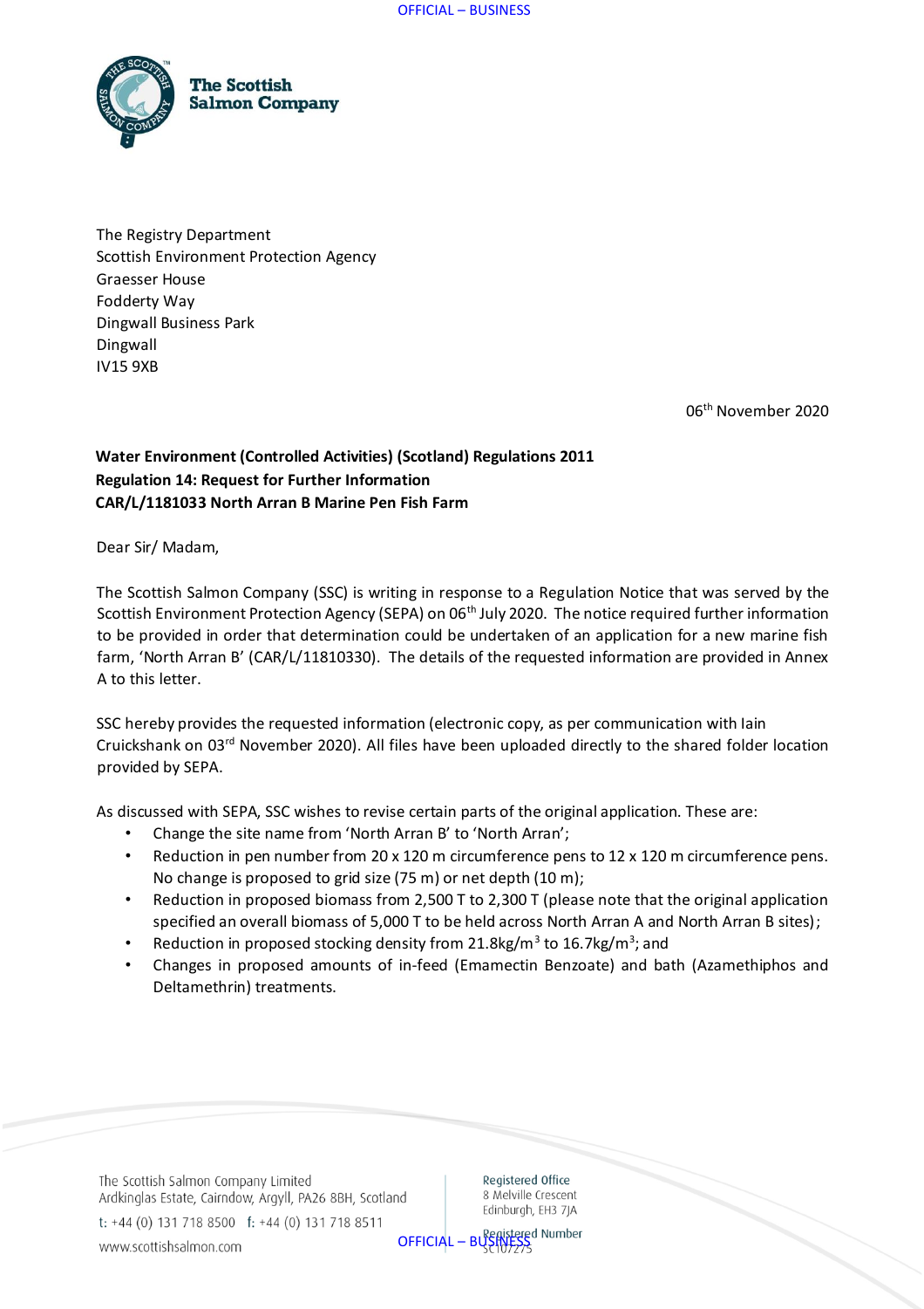The Scottish Salmon Company

The Registry Department
Scottish Environment Protection Agency
Graesser House
Fodderty Way
Dingwall Business Park
Dingwall
IV15 9XB

06th November 2020

**Water Environment (Controlled Activities) (Scotland) Regulations 2011**
**Regulation 14: Request for Further Information**
**CAR/L/1181033 North Arran B Marine Pen Fish Farm**

Dear Sir/ Madam,

The Scottish Salmon Company (SSC) is writing in response to a Regulation Notice that was served by the Scottish Environment Protection Agency (SEPA) on 06th July 2020. The notice required further information to be provided in order that determination could be undertaken of an application for a new marine fish farm, 'North Arran B' (CAR/L/11810330). The details of the requested information are provided in Annex A to this letter.

SSC hereby provides the requested information (electronic copy, as per communication with Iain Cruickshank on 03rd November 2020). All files have been uploaded directly to the shared folder location provided by SEPA.

As discussed with SEPA, SSC wishes to revise certain parts of the original application. These are:

- Change the site name from 'North Arran B' to 'North Arran';
- Reduction in pen number from 20 x 120 m circumference pens to 12 x 120 m circumference pens. No change is proposed to grid size (75 m) or net depth (10 m);
- Reduction in proposed biomass from 2,500 T to 2,300 T (please note that the original application specified an overall biomass of 5,000 T to be held across North Arran A and North Arran B sites);
- Reduction in proposed stocking density from 21.8kg/m$^3$ to 16.7kg/m$^3$; and
- Changes in proposed amounts of in-feed (Emamectin Benzoate) and bath (Azamethiphos and Deltamethrin) treatments.

The Scottish Salmon Company Limited
Ardkinglas Estate, Cairndow, Argyll, PA26 8BH, Scotland
t: +44 (0) 131 718 8500 f: +44 (0) 131 718 8511
www.scottishsalmon.com

Registered Office
8 Melville Crescent
Edinburgh, EH3 7JA
Registered Number
SC107275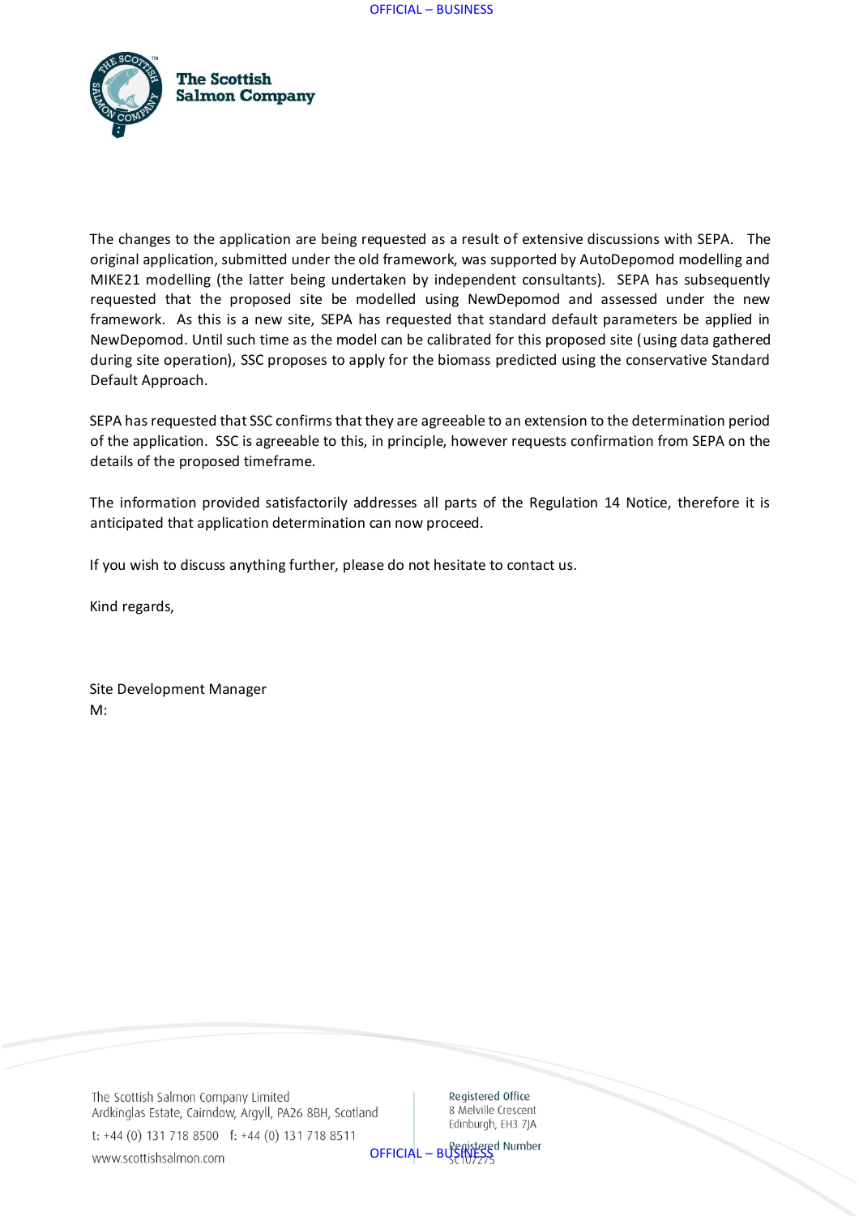The changes to the application are being requested as a result of extensive discussions with SEPA. The original application, submitted under the old framework, was supported by AutoDepomod modelling and MIKE21 modelling (the latter being undertaken by independent consultants). SEPA has subsequently requested that the proposed site be modelled using NewDepomod and assessed under the new framework. As this is a new site, SEPA has requested that standard default parameters be applied in NewDepomod. Until such time as the model can be calibrated for this proposed site (using data gathered during site operation), SSC proposes to apply for the biomass predicted using the conservative Standard Default Approach.

SEPA has requested that SSC confirms that they are agreeable to an extension to the determination period of the application. SSC is agreeable to this, in principle, however requests confirmation from SEPA on the details of the proposed timeframe.

The information provided satisfactorily addresses all parts of the Regulation 14 Notice, therefore it is anticipated that application determination can now proceed.

If you wish to discuss anything further, please do not hesitate to contact us.

Kind regards,

Site Development Manager
M: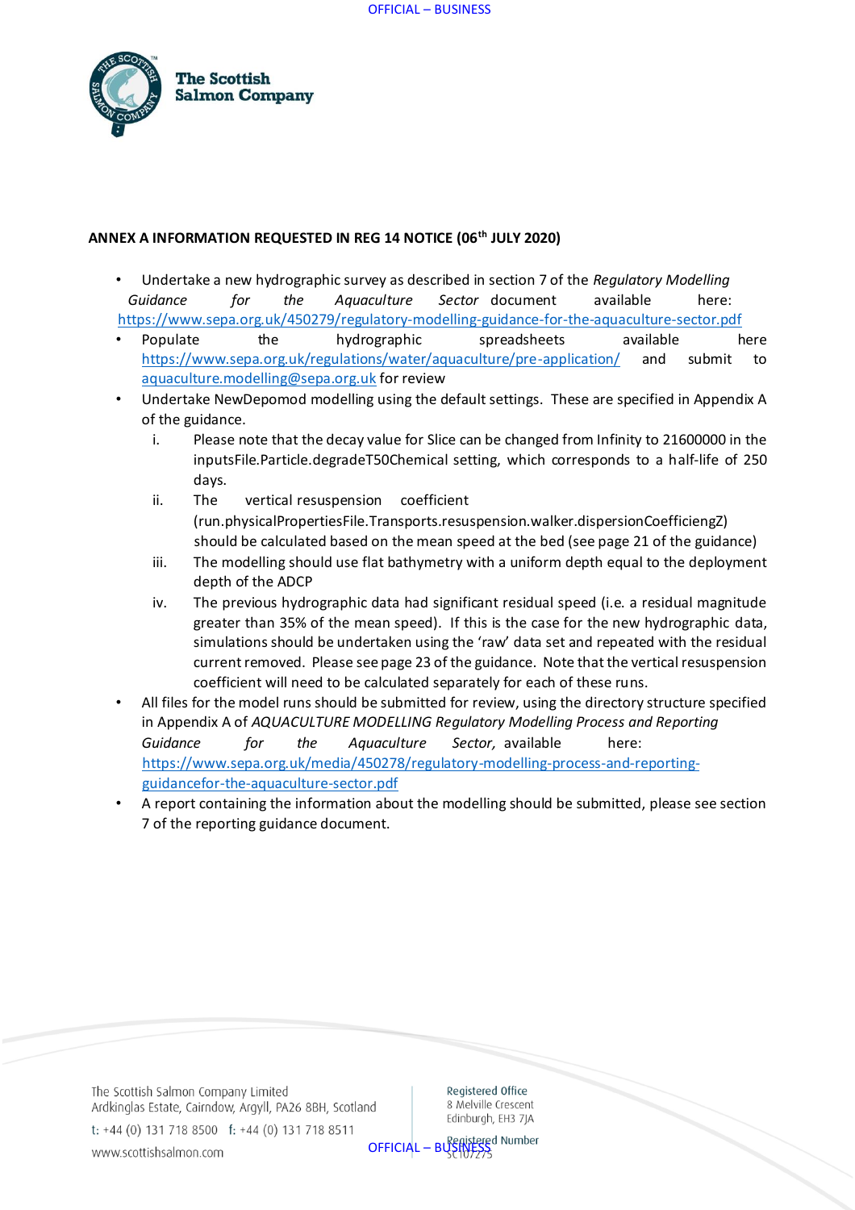**ANNEX A INFORMATION REQUESTED IN REG 14 NOTICE (06th JULY 2020)**

- Undertake a new hydrographic survey as described in section 7 of the *Regulatory Modelling Guidance for the Aquaculture Sector* document available here: https://www.sepa.org.uk/450279/regulatory-modelling-guidance-for-the-aquaculture-sector.pdf
- Populate the hydrographic spreadsheets available here https://www.sepa.org.uk/regulations/water/aquaculture/pre-application/ and submit to aquaculture.modelling@sepa.org.uk for review
- Undertake NewDepomod modelling using the default settings. These are specified in Appendix A of the guidance.
  - i. Please note that the decay value for Slice can be changed from Infinity to 21600000 in the inputsFile.Particle.degradeT50Chemical setting, which corresponds to a half-life of 250 days.
  - ii. The vertical resuspension coefficient (run.physicalPropertiesFile.Transports.resuspension.walker.dispersionCoefficiengZ) should be calculated based on the mean speed at the bed (see page 21 of the guidance)
  - iii. The modelling should use flat bathymetry with a uniform depth equal to the deployment depth of the ADCP
  - iv. The previous hydrographic data had significant residual speed (i.e. a residual magnitude greater than 35% of the mean speed). If this is the case for the new hydrographic data, simulations should be undertaken using the 'raw' data set and repeated with the residual current removed. Please see page 23 of the guidance. Note that the vertical resuspension coefficient will need to be calculated separately for each of these runs.
- All files for the model runs should be submitted for review, using the directory structure specified in Appendix A of *AQUACULTURE MODELLING Regulatory Modelling Process and Reporting Guidance for the Aquaculture Sector,* available here: https://www.sepa.org.uk/media/450278/regulatory-modelling-process-and-reporting-guidancefor-the-aquaculture-sector.pdf
- A report containing the information about the modelling should be submitted, please see section 7 of the reporting guidance document.